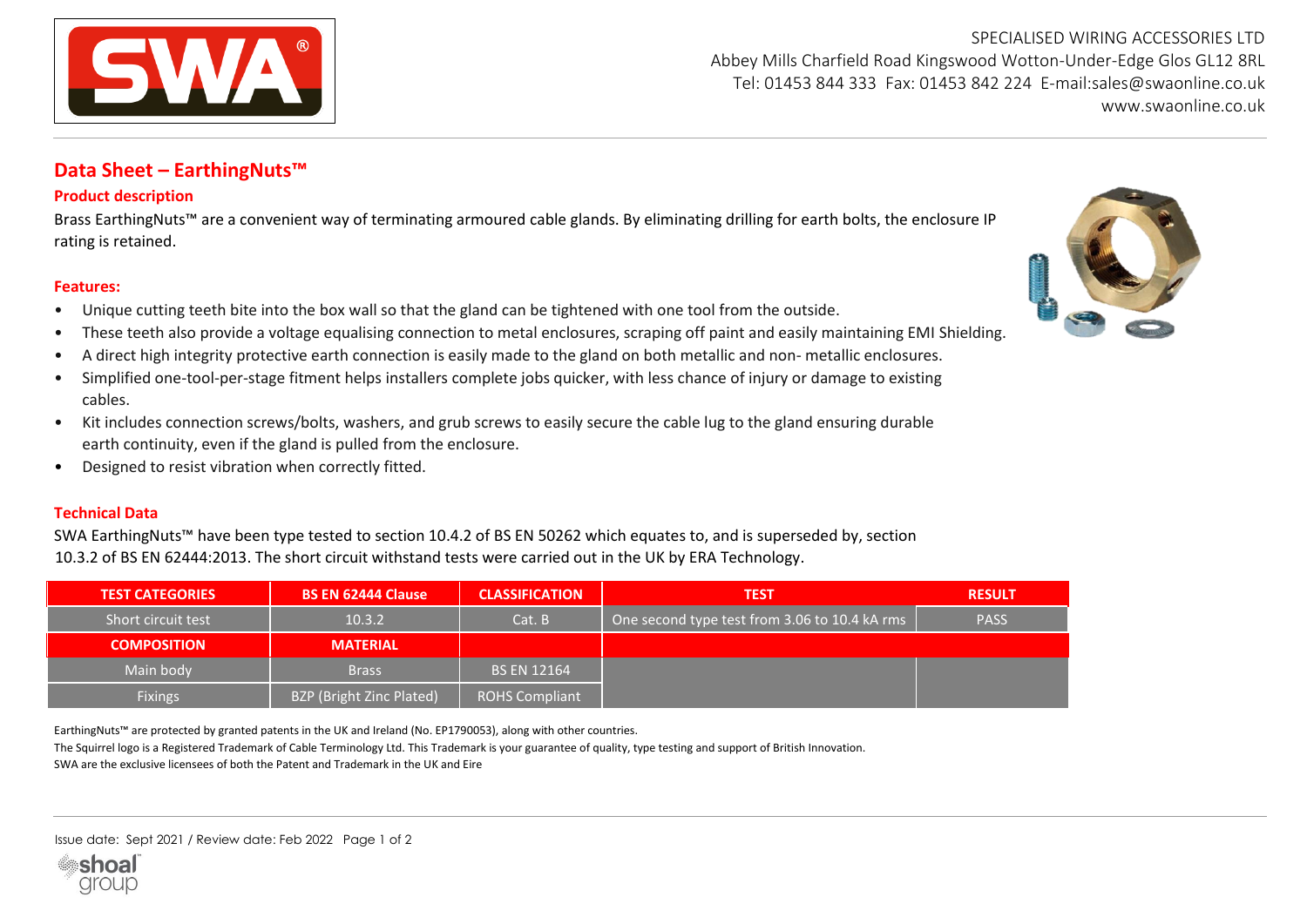SPECIALISED WIRING ACCESSORIES LTD
Abbey Mills Charfield Road Kingswood Wotton-Under-Edge Glos GL12 8RL
Tel: 01453 844 333 Fax: 01453 842 224 E-mail:sales@swaonline.co.uk
www.swaonline.co.uk

# Data Sheet – EarthingNuts™

## Product description

Brass EarthingNuts™ are a convenient way of terminating armoured cable glands. By eliminating drilling for earth bolts, the enclosure IP rating is retained.

## Features:

- Unique cutting teeth bite into the box wall so that the gland can be tightened with one tool from the outside.
- These teeth also provide a voltage equalising connection to metal enclosures, scraping off paint and easily maintaining EMI Shielding.
- A direct high integrity protective earth connection is easily made to the gland on both metallic and non- metallic enclosures.
- Simplified one-tool-per-stage fitment helps installers complete jobs quicker, with less chance of injury or damage to existing cables.
- Kit includes connection screws/bolts, washers, and grub screws to easily secure the cable lug to the gland ensuring durable earth continuity, even if the gland is pulled from the enclosure.
- Designed to resist vibration when correctly fitted.

## Technical Data

SWA EarthingNuts™ have been type tested to section 10.4.2 of BS EN 50262 which equates to, and is superseded by, section 10.3.2 of BS EN 62444:2013. The short circuit withstand tests were carried out in the UK by ERA Technology.

| TEST CATEGORIES | BS EN 62444 Clause | CLASSIFICATION | TEST | RESULT |
|---|---|---|---|---|
| Short circuit test | 10.3.2 | Cat. B | One second type test from 3.06 to 10.4 kA rms | PASS |
| **COMPOSITION** | **MATERIAL** | | | |
| Main body | Brass | BS EN 12164 | | |
| Fixings | BZP (Bright Zinc Plated) | ROHS Compliant | | |

EarthingNuts™ are protected by granted patents in the UK and Ireland (No. EP1790053), along with other countries.
The Squirrel logo is a Registered Trademark of Cable Terminology Ltd. This Trademark is your guarantee of quality, type testing and support of British Innovation.
SWA are the exclusive licensees of both the Patent and Trademark in the UK and Eire

Issue date: Sept 2021 / Review date: Feb 2022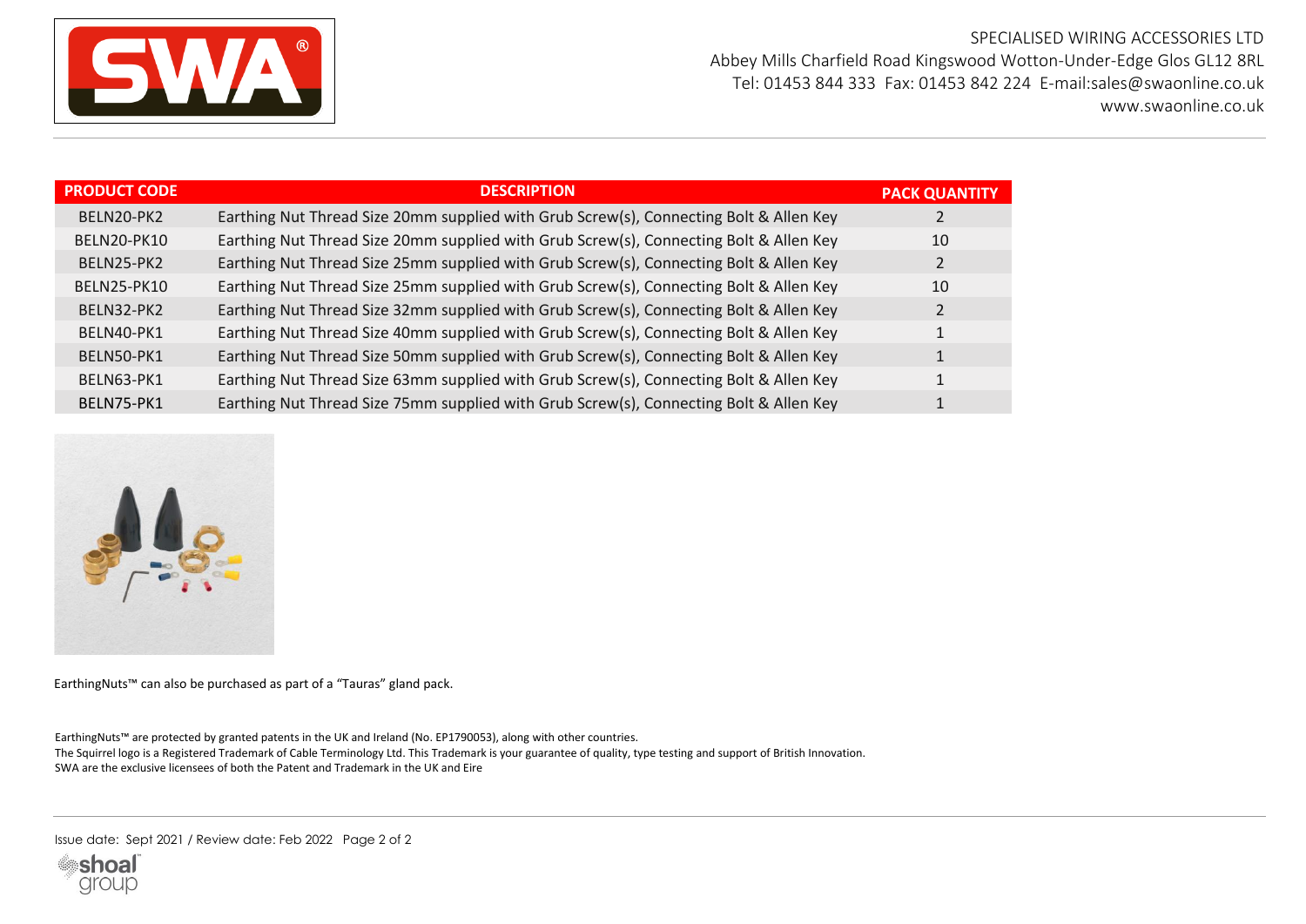| PRODUCT CODE | DESCRIPTION | PACK QUANTITY |
|---|---|---|
| BELN20-PK2 | Earthing Nut Thread Size 20mm supplied with Grub Screw(s), Connecting Bolt & Allen Key | 2 |
| BELN20-PK10 | Earthing Nut Thread Size 20mm supplied with Grub Screw(s), Connecting Bolt & Allen Key | 10 |
| BELN25-PK2 | Earthing Nut Thread Size 25mm supplied with Grub Screw(s), Connecting Bolt & Allen Key | 2 |
| BELN25-PK10 | Earthing Nut Thread Size 25mm supplied with Grub Screw(s), Connecting Bolt & Allen Key | 10 |
| BELN32-PK2 | Earthing Nut Thread Size 32mm supplied with Grub Screw(s), Connecting Bolt & Allen Key | 2 |
| BELN40-PK1 | Earthing Nut Thread Size 40mm supplied with Grub Screw(s), Connecting Bolt & Allen Key | 1 |
| BELN50-PK1 | Earthing Nut Thread Size 50mm supplied with Grub Screw(s), Connecting Bolt & Allen Key | 1 |
| BELN63-PK1 | Earthing Nut Thread Size 63mm supplied with Grub Screw(s), Connecting Bolt & Allen Key | 1 |
| BELN75-PK1 | Earthing Nut Thread Size 75mm supplied with Grub Screw(s), Connecting Bolt & Allen Key | 1 |

EarthingNuts™ can also be purchased as part of a "Tauras" gland pack.

EarthingNuts™ are protected by granted patents in the UK and Ireland (No. EP1790053), along with other countries.
The Squirrel logo is a Registered Trademark of Cable Terminology Ltd. This Trademark is your guarantee of quality, type testing and support of British Innovation.
SWA are the exclusive licensees of both the Patent and Trademark in the UK and Eire

Issue date: Sept 2021 / Review date: Feb 2022